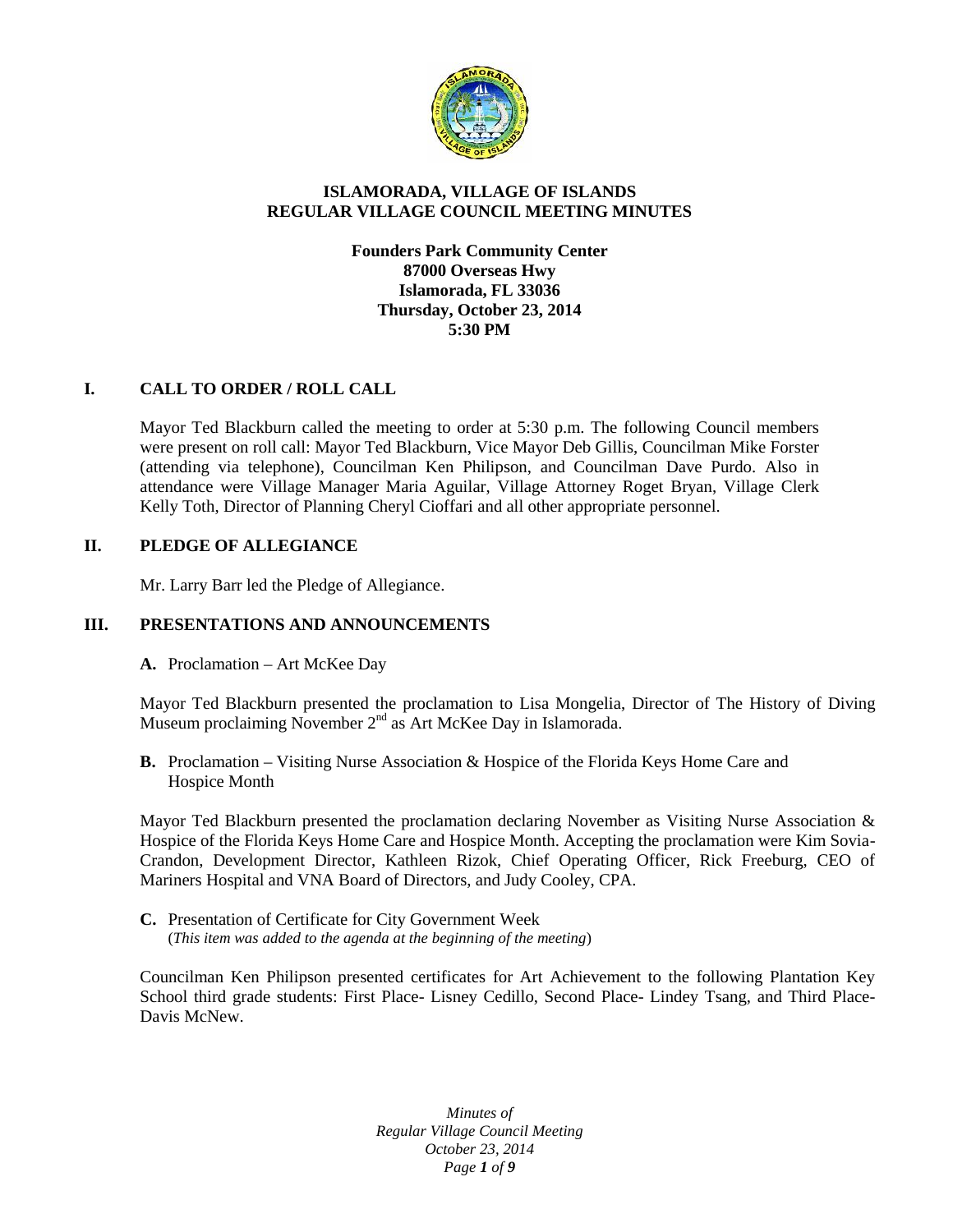# ISLAMORADA, VILLAGE OF ISLANDS
# REGULAR VILLAGE COUNCIL MEETING MINUTES

**Founders Park Community Center**
**87000 Overseas Hwy**
**Islamorada, FL 33036**
**Thursday, October 23, 2014**
**5:30 PM**

## I. CALL TO ORDER / ROLL CALL

Mayor Ted Blackburn called the meeting to order at 5:30 p.m. The following Council members were present on roll call: Mayor Ted Blackburn, Vice Mayor Deb Gillis, Councilman Mike Forster (attending via telephone), Councilman Ken Philipson, and Councilman Dave Purdo. Also in attendance were Village Manager Maria Aguilar, Village Attorney Roget Bryan, Village Clerk Kelly Toth, Director of Planning Cheryl Cioffari and all other appropriate personnel.

## II. PLEDGE OF ALLEGIANCE

Mr. Larry Barr led the Pledge of Allegiance.

## III. PRESENTATIONS AND ANNOUNCEMENTS

**A.** Proclamation – Art McKee Day

Mayor Ted Blackburn presented the proclamation to Lisa Mongelia, Director of The History of Diving Museum proclaiming November 2nd as Art McKee Day in Islamorada.

**B.** Proclamation – Visiting Nurse Association & Hospice of the Florida Keys Home Care and Hospice Month

Mayor Ted Blackburn presented the proclamation declaring November as Visiting Nurse Association & Hospice of the Florida Keys Home Care and Hospice Month. Accepting the proclamation were Kim Sovia-Crandon, Development Director, Kathleen Rizok, Chief Operating Officer, Rick Freeburg, CEO of Mariners Hospital and VNA Board of Directors, and Judy Cooley, CPA.

**C.** Presentation of Certificate for City Government Week
(*This item was added to the agenda at the beginning of the meeting*)

Councilman Ken Philipson presented certificates for Art Achievement to the following Plantation Key School third grade students: First Place- Lisney Cedillo, Second Place- Lindey Tsang, and Third Place- Davis McNew.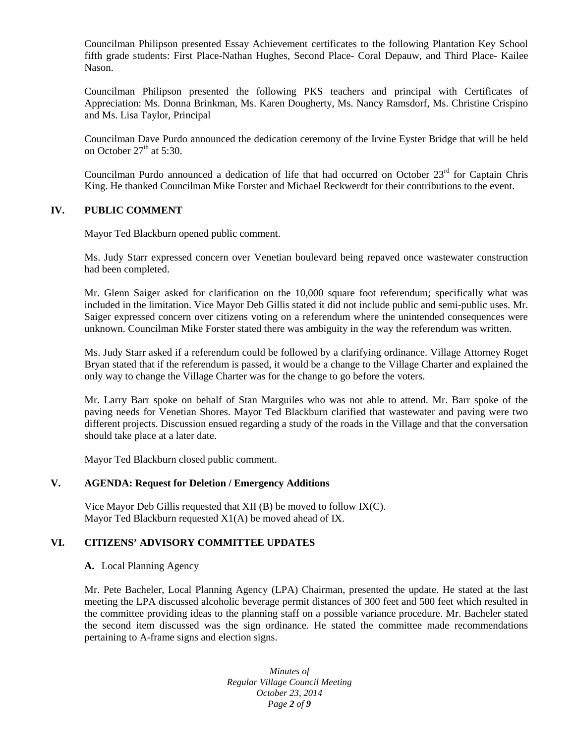Councilman Philipson presented Essay Achievement certificates to the following Plantation Key School fifth grade students: First Place-Nathan Hughes, Second Place- Coral Depauw, and Third Place- Kailee Nason.

Councilman Philipson presented the following PKS teachers and principal with Certificates of Appreciation: Ms. Donna Brinkman, Ms. Karen Dougherty, Ms. Nancy Ramsdorf, Ms. Christine Crispino and Ms. Lisa Taylor, Principal

Councilman Dave Purdo announced the dedication ceremony of the Irvine Eyster Bridge that will be held on October 27th at 5:30.

Councilman Purdo announced a dedication of life that had occurred on October 23rd for Captain Chris King. He thanked Councilman Mike Forster and Michael Reckwerdt for their contributions to the event.

## IV. PUBLIC COMMENT

Mayor Ted Blackburn opened public comment.

Ms. Judy Starr expressed concern over Venetian boulevard being repaved once wastewater construction had been completed.

Mr. Glenn Saiger asked for clarification on the 10,000 square foot referendum; specifically what was included in the limitation. Vice Mayor Deb Gillis stated it did not include public and semi-public uses. Mr. Saiger expressed concern over citizens voting on a referendum where the unintended consequences were unknown. Councilman Mike Forster stated there was ambiguity in the way the referendum was written.

Ms. Judy Starr asked if a referendum could be followed by a clarifying ordinance. Village Attorney Roget Bryan stated that if the referendum is passed, it would be a change to the Village Charter and explained the only way to change the Village Charter was for the change to go before the voters.

Mr. Larry Barr spoke on behalf of Stan Marguiles who was not able to attend. Mr. Barr spoke of the paving needs for Venetian Shores. Mayor Ted Blackburn clarified that wastewater and paving were two different projects. Discussion ensued regarding a study of the roads in the Village and that the conversation should take place at a later date.

Mayor Ted Blackburn closed public comment.

## V. AGENDA: Request for Deletion / Emergency Additions

Vice Mayor Deb Gillis requested that XII (B) be moved to follow IX(C).
Mayor Ted Blackburn requested X1(A) be moved ahead of IX.

## VI. CITIZENS' ADVISORY COMMITTEE UPDATES

**A.** Local Planning Agency

Mr. Pete Bacheler, Local Planning Agency (LPA) Chairman, presented the update. He stated at the last meeting the LPA discussed alcoholic beverage permit distances of 300 feet and 500 feet which resulted in the committee providing ideas to the planning staff on a possible variance procedure. Mr. Bacheler stated the second item discussed was the sign ordinance. He stated the committee made recommendations pertaining to A-frame signs and election signs.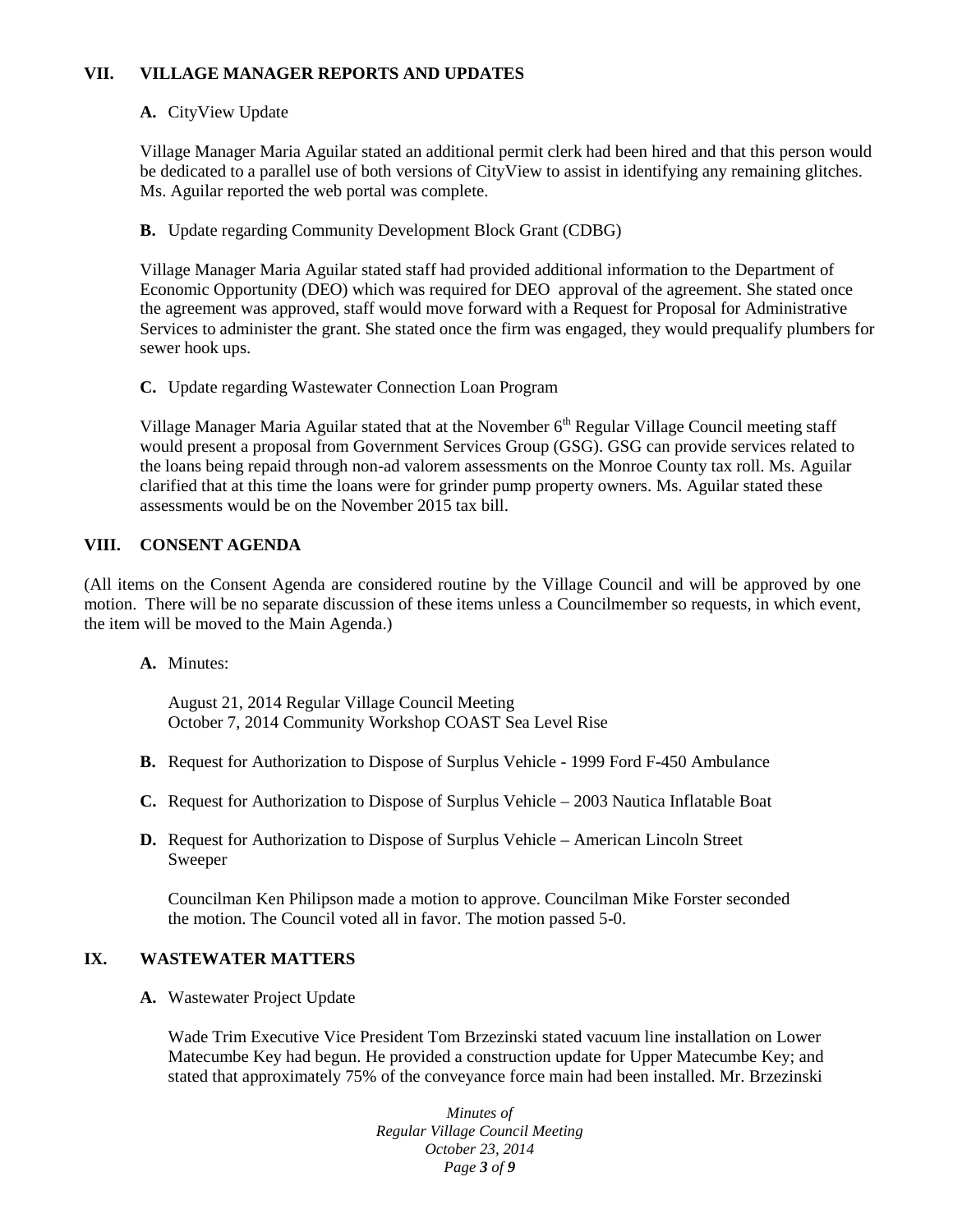## VII. VILLAGE MANAGER REPORTS AND UPDATES

**A.** CityView Update

Village Manager Maria Aguilar stated an additional permit clerk had been hired and that this person would be dedicated to a parallel use of both versions of CityView to assist in identifying any remaining glitches. Ms. Aguilar reported the web portal was complete.

**B.** Update regarding Community Development Block Grant (CDBG)

Village Manager Maria Aguilar stated staff had provided additional information to the Department of Economic Opportunity (DEO) which was required for DEO approval of the agreement. She stated once the agreement was approved, staff would move forward with a Request for Proposal for Administrative Services to administer the grant. She stated once the firm was engaged, they would prequalify plumbers for sewer hook ups.

**C.** Update regarding Wastewater Connection Loan Program

Village Manager Maria Aguilar stated that at the November 6th Regular Village Council meeting staff would present a proposal from Government Services Group (GSG). GSG can provide services related to the loans being repaid through non-ad valorem assessments on the Monroe County tax roll. Ms. Aguilar clarified that at this time the loans were for grinder pump property owners. Ms. Aguilar stated these assessments would be on the November 2015 tax bill.

## VIII. CONSENT AGENDA

(All items on the Consent Agenda are considered routine by the Village Council and will be approved by one motion. There will be no separate discussion of these items unless a Councilmember so requests, in which event, the item will be moved to the Main Agenda.)

**A.** Minutes:

August 21, 2014 Regular Village Council Meeting
October 7, 2014 Community Workshop COAST Sea Level Rise

**B.** Request for Authorization to Dispose of Surplus Vehicle - 1999 Ford F-450 Ambulance

**C.** Request for Authorization to Dispose of Surplus Vehicle – 2003 Nautica Inflatable Boat

**D.** Request for Authorization to Dispose of Surplus Vehicle – American Lincoln Street Sweeper

Councilman Ken Philipson made a motion to approve. Councilman Mike Forster seconded the motion. The Council voted all in favor. The motion passed 5-0.

## IX. WASTEWATER MATTERS

**A.** Wastewater Project Update

Wade Trim Executive Vice President Tom Brzezinski stated vacuum line installation on Lower Matecumbe Key had begun. He provided a construction update for Upper Matecumbe Key; and stated that approximately 75% of the conveyance force main had been installed. Mr. Brzezinski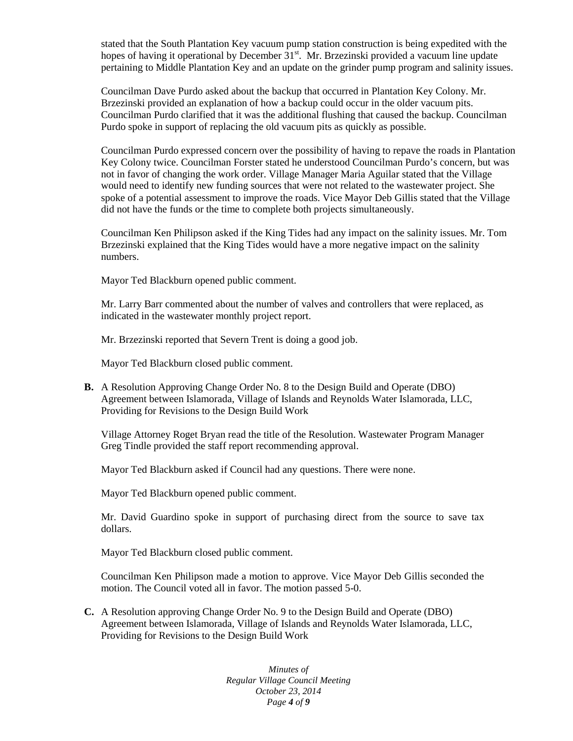stated that the South Plantation Key vacuum pump station construction is being expedited with the hopes of having it operational by December 31st. Mr. Brzezinski provided a vacuum line update pertaining to Middle Plantation Key and an update on the grinder pump program and salinity issues.

Councilman Dave Purdo asked about the backup that occurred in Plantation Key Colony. Mr. Brzezinski provided an explanation of how a backup could occur in the older vacuum pits. Councilman Purdo clarified that it was the additional flushing that caused the backup. Councilman Purdo spoke in support of replacing the old vacuum pits as quickly as possible.

Councilman Purdo expressed concern over the possibility of having to repave the roads in Plantation Key Colony twice. Councilman Forster stated he understood Councilman Purdo's concern, but was not in favor of changing the work order. Village Manager Maria Aguilar stated that the Village would need to identify new funding sources that were not related to the wastewater project. She spoke of a potential assessment to improve the roads. Vice Mayor Deb Gillis stated that the Village did not have the funds or the time to complete both projects simultaneously.

Councilman Ken Philipson asked if the King Tides had any impact on the salinity issues. Mr. Tom Brzezinski explained that the King Tides would have a more negative impact on the salinity numbers.

Mayor Ted Blackburn opened public comment.

Mr. Larry Barr commented about the number of valves and controllers that were replaced, as indicated in the wastewater monthly project report.

Mr. Brzezinski reported that Severn Trent is doing a good job.

Mayor Ted Blackburn closed public comment.

**B.** A Resolution Approving Change Order No. 8 to the Design Build and Operate (DBO) Agreement between Islamorada, Village of Islands and Reynolds Water Islamorada, LLC, Providing for Revisions to the Design Build Work

Village Attorney Roget Bryan read the title of the Resolution. Wastewater Program Manager Greg Tindle provided the staff report recommending approval.

Mayor Ted Blackburn asked if Council had any questions. There were none.

Mayor Ted Blackburn opened public comment.

Mr. David Guardino spoke in support of purchasing direct from the source to save tax dollars.

Mayor Ted Blackburn closed public comment.

Councilman Ken Philipson made a motion to approve. Vice Mayor Deb Gillis seconded the motion. The Council voted all in favor. The motion passed 5-0.

**C.** A Resolution approving Change Order No. 9 to the Design Build and Operate (DBO) Agreement between Islamorada, Village of Islands and Reynolds Water Islamorada, LLC, Providing for Revisions to the Design Build Work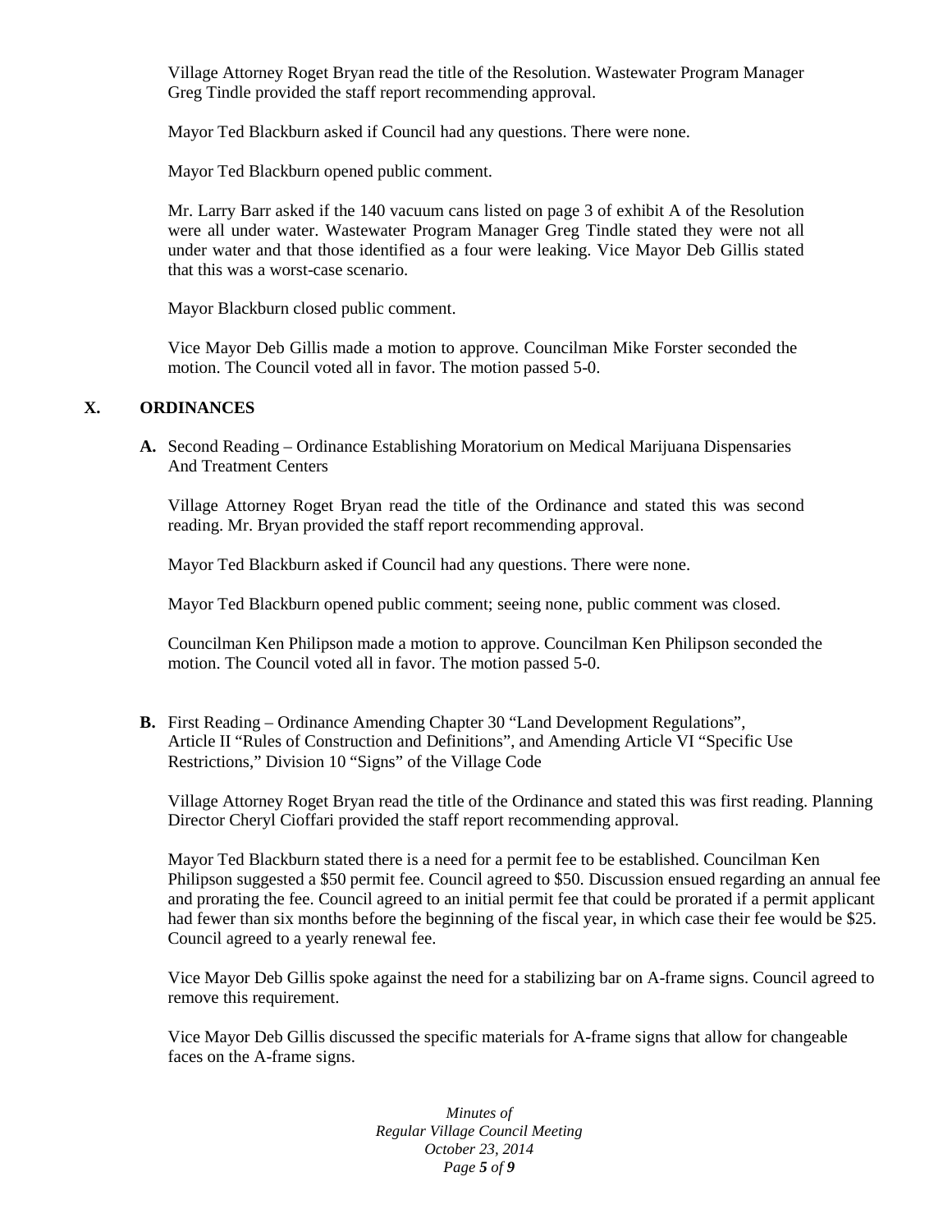Village Attorney Roget Bryan read the title of the Resolution. Wastewater Program Manager Greg Tindle provided the staff report recommending approval.

Mayor Ted Blackburn asked if Council had any questions. There were none.

Mayor Ted Blackburn opened public comment.

Mr. Larry Barr asked if the 140 vacuum cans listed on page 3 of exhibit A of the Resolution were all under water. Wastewater Program Manager Greg Tindle stated they were not all under water and that those identified as a four were leaking. Vice Mayor Deb Gillis stated that this was a worst-case scenario.

Mayor Blackburn closed public comment.

Vice Mayor Deb Gillis made a motion to approve. Councilman Mike Forster seconded the motion. The Council voted all in favor. The motion passed 5-0.

## X. ORDINANCES

**A.** Second Reading – Ordinance Establishing Moratorium on Medical Marijuana Dispensaries And Treatment Centers

Village Attorney Roget Bryan read the title of the Ordinance and stated this was second reading. Mr. Bryan provided the staff report recommending approval.

Mayor Ted Blackburn asked if Council had any questions. There were none.

Mayor Ted Blackburn opened public comment; seeing none, public comment was closed.

Councilman Ken Philipson made a motion to approve. Councilman Ken Philipson seconded the motion. The Council voted all in favor. The motion passed 5-0.

**B.** First Reading – Ordinance Amending Chapter 30 "Land Development Regulations", Article II "Rules of Construction and Definitions", and Amending Article VI "Specific Use Restrictions," Division 10 "Signs" of the Village Code

Village Attorney Roget Bryan read the title of the Ordinance and stated this was first reading. Planning Director Cheryl Cioffari provided the staff report recommending approval.

Mayor Ted Blackburn stated there is a need for a permit fee to be established. Councilman Ken Philipson suggested a $50 permit fee. Council agreed to $50. Discussion ensued regarding an annual fee and prorating the fee. Council agreed to an initial permit fee that could be prorated if a permit applicant had fewer than six months before the beginning of the fiscal year, in which case their fee would be $25. Council agreed to a yearly renewal fee.

Vice Mayor Deb Gillis spoke against the need for a stabilizing bar on A-frame signs. Council agreed to remove this requirement.

Vice Mayor Deb Gillis discussed the specific materials for A-frame signs that allow for changeable faces on the A-frame signs.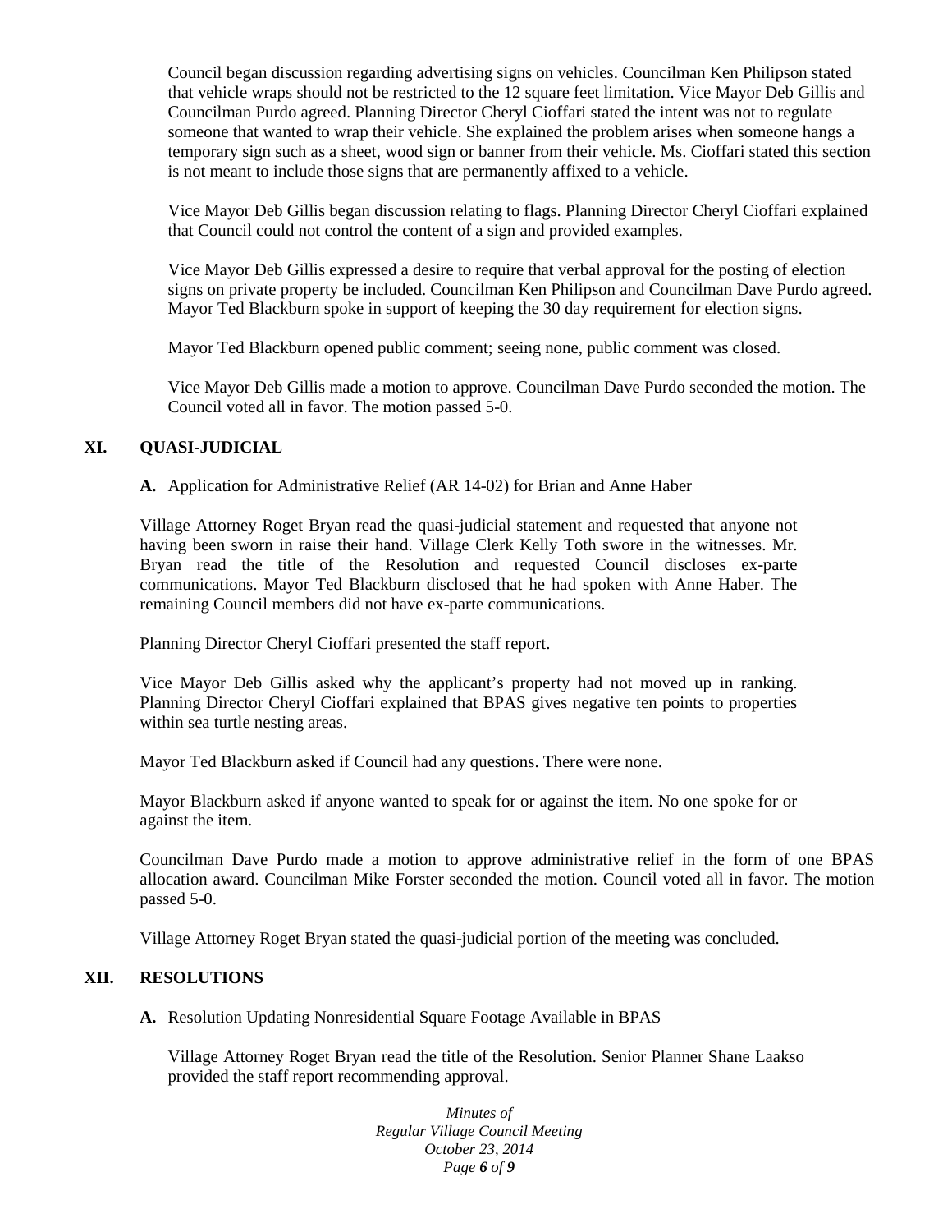Council began discussion regarding advertising signs on vehicles. Councilman Ken Philipson stated that vehicle wraps should not be restricted to the 12 square feet limitation. Vice Mayor Deb Gillis and Councilman Purdo agreed. Planning Director Cheryl Cioffari stated the intent was not to regulate someone that wanted to wrap their vehicle. She explained the problem arises when someone hangs a temporary sign such as a sheet, wood sign or banner from their vehicle. Ms. Cioffari stated this section is not meant to include those signs that are permanently affixed to a vehicle.

Vice Mayor Deb Gillis began discussion relating to flags. Planning Director Cheryl Cioffari explained that Council could not control the content of a sign and provided examples.

Vice Mayor Deb Gillis expressed a desire to require that verbal approval for the posting of election signs on private property be included. Councilman Ken Philipson and Councilman Dave Purdo agreed. Mayor Ted Blackburn spoke in support of keeping the 30 day requirement for election signs.

Mayor Ted Blackburn opened public comment; seeing none, public comment was closed.

Vice Mayor Deb Gillis made a motion to approve. Councilman Dave Purdo seconded the motion. The Council voted all in favor. The motion passed 5-0.

## XI. QUASI-JUDICIAL

**A.** Application for Administrative Relief (AR 14-02) for Brian and Anne Haber

Village Attorney Roget Bryan read the quasi-judicial statement and requested that anyone not having been sworn in raise their hand. Village Clerk Kelly Toth swore in the witnesses. Mr. Bryan read the title of the Resolution and requested Council discloses ex-parte communications. Mayor Ted Blackburn disclosed that he had spoken with Anne Haber. The remaining Council members did not have ex-parte communications.

Planning Director Cheryl Cioffari presented the staff report.

Vice Mayor Deb Gillis asked why the applicant's property had not moved up in ranking. Planning Director Cheryl Cioffari explained that BPAS gives negative ten points to properties within sea turtle nesting areas.

Mayor Ted Blackburn asked if Council had any questions. There were none.

Mayor Blackburn asked if anyone wanted to speak for or against the item. No one spoke for or against the item.

Councilman Dave Purdo made a motion to approve administrative relief in the form of one BPAS allocation award. Councilman Mike Forster seconded the motion. Council voted all in favor. The motion passed 5-0.

Village Attorney Roget Bryan stated the quasi-judicial portion of the meeting was concluded.

## XII. RESOLUTIONS

**A.** Resolution Updating Nonresidential Square Footage Available in BPAS

Village Attorney Roget Bryan read the title of the Resolution. Senior Planner Shane Laakso provided the staff report recommending approval.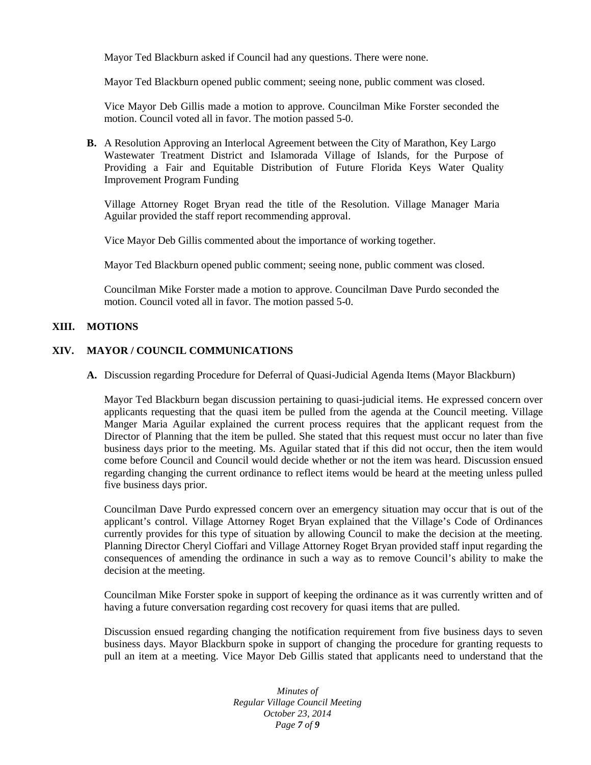Mayor Ted Blackburn asked if Council had any questions. There were none.

Mayor Ted Blackburn opened public comment; seeing none, public comment was closed.

Vice Mayor Deb Gillis made a motion to approve. Councilman Mike Forster seconded the motion. Council voted all in favor. The motion passed 5-0.

**B.** A Resolution Approving an Interlocal Agreement between the City of Marathon, Key Largo Wastewater Treatment District and Islamorada Village of Islands, for the Purpose of Providing a Fair and Equitable Distribution of Future Florida Keys Water Quality Improvement Program Funding

Village Attorney Roget Bryan read the title of the Resolution. Village Manager Maria Aguilar provided the staff report recommending approval.

Vice Mayor Deb Gillis commented about the importance of working together.

Mayor Ted Blackburn opened public comment; seeing none, public comment was closed.

Councilman Mike Forster made a motion to approve. Councilman Dave Purdo seconded the motion. Council voted all in favor. The motion passed 5-0.

## XIII. MOTIONS

## XIV. MAYOR / COUNCIL COMMUNICATIONS

**A.** Discussion regarding Procedure for Deferral of Quasi-Judicial Agenda Items (Mayor Blackburn)

Mayor Ted Blackburn began discussion pertaining to quasi-judicial items. He expressed concern over applicants requesting that the quasi item be pulled from the agenda at the Council meeting. Village Manger Maria Aguilar explained the current process requires that the applicant request from the Director of Planning that the item be pulled. She stated that this request must occur no later than five business days prior to the meeting. Ms. Aguilar stated that if this did not occur, then the item would come before Council and Council would decide whether or not the item was heard. Discussion ensued regarding changing the current ordinance to reflect items would be heard at the meeting unless pulled five business days prior.

Councilman Dave Purdo expressed concern over an emergency situation may occur that is out of the applicant's control. Village Attorney Roget Bryan explained that the Village's Code of Ordinances currently provides for this type of situation by allowing Council to make the decision at the meeting. Planning Director Cheryl Cioffari and Village Attorney Roget Bryan provided staff input regarding the consequences of amending the ordinance in such a way as to remove Council's ability to make the decision at the meeting.

Councilman Mike Forster spoke in support of keeping the ordinance as it was currently written and of having a future conversation regarding cost recovery for quasi items that are pulled.

Discussion ensued regarding changing the notification requirement from five business days to seven business days. Mayor Blackburn spoke in support of changing the procedure for granting requests to pull an item at a meeting. Vice Mayor Deb Gillis stated that applicants need to understand that the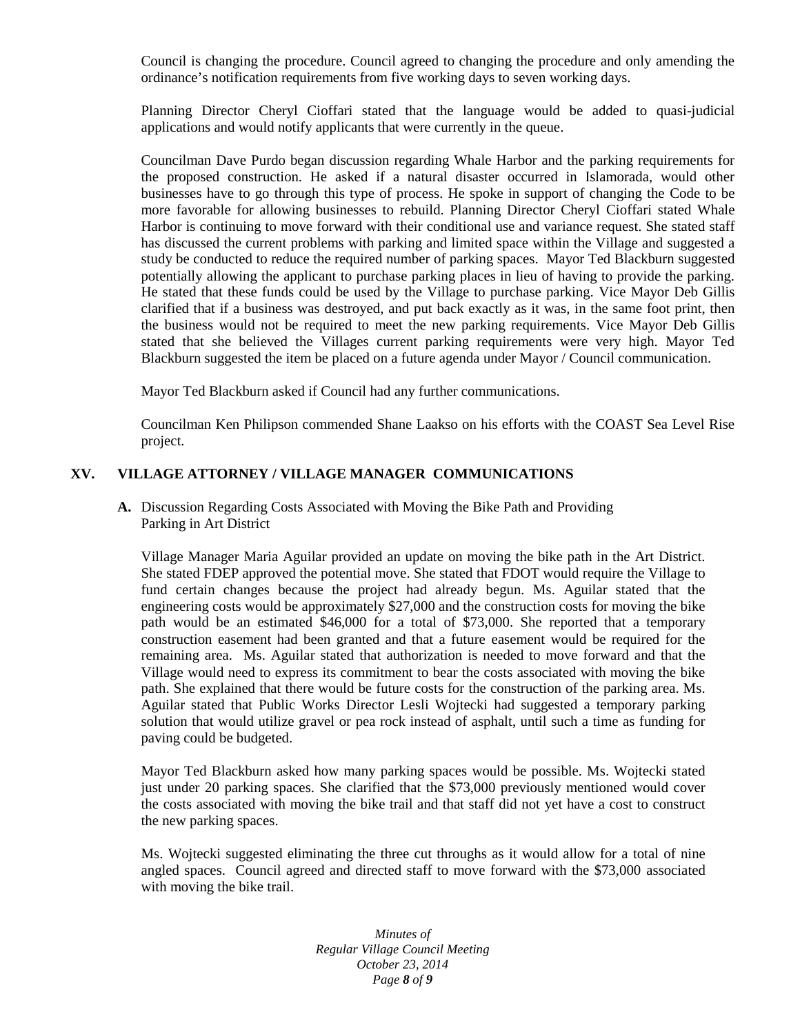Council is changing the procedure. Council agreed to changing the procedure and only amending the ordinance's notification requirements from five working days to seven working days.

Planning Director Cheryl Cioffari stated that the language would be added to quasi-judicial applications and would notify applicants that were currently in the queue.

Councilman Dave Purdo began discussion regarding Whale Harbor and the parking requirements for the proposed construction. He asked if a natural disaster occurred in Islamorada, would other businesses have to go through this type of process. He spoke in support of changing the Code to be more favorable for allowing businesses to rebuild. Planning Director Cheryl Cioffari stated Whale Harbor is continuing to move forward with their conditional use and variance request. She stated staff has discussed the current problems with parking and limited space within the Village and suggested a study be conducted to reduce the required number of parking spaces. Mayor Ted Blackburn suggested potentially allowing the applicant to purchase parking places in lieu of having to provide the parking. He stated that these funds could be used by the Village to purchase parking. Vice Mayor Deb Gillis clarified that if a business was destroyed, and put back exactly as it was, in the same foot print, then the business would not be required to meet the new parking requirements. Vice Mayor Deb Gillis stated that she believed the Villages current parking requirements were very high. Mayor Ted Blackburn suggested the item be placed on a future agenda under Mayor / Council communication.

Mayor Ted Blackburn asked if Council had any further communications.

Councilman Ken Philipson commended Shane Laakso on his efforts with the COAST Sea Level Rise project.

## XV. VILLAGE ATTORNEY / VILLAGE MANAGER COMMUNICATIONS

**A.** Discussion Regarding Costs Associated with Moving the Bike Path and Providing Parking in Art District

Village Manager Maria Aguilar provided an update on moving the bike path in the Art District. She stated FDEP approved the potential move. She stated that FDOT would require the Village to fund certain changes because the project had already begun. Ms. Aguilar stated that the engineering costs would be approximately $27,000 and the construction costs for moving the bike path would be an estimated $46,000 for a total of $73,000. She reported that a temporary construction easement had been granted and that a future easement would be required for the remaining area. Ms. Aguilar stated that authorization is needed to move forward and that the Village would need to express its commitment to bear the costs associated with moving the bike path. She explained that there would be future costs for the construction of the parking area. Ms. Aguilar stated that Public Works Director Lesli Wojtecki had suggested a temporary parking solution that would utilize gravel or pea rock instead of asphalt, until such a time as funding for paving could be budgeted.

Mayor Ted Blackburn asked how many parking spaces would be possible. Ms. Wojtecki stated just under 20 parking spaces. She clarified that the $73,000 previously mentioned would cover the costs associated with moving the bike trail and that staff did not yet have a cost to construct the new parking spaces.

Ms. Wojtecki suggested eliminating the three cut throughs as it would allow for a total of nine angled spaces. Council agreed and directed staff to move forward with the $73,000 associated with moving the bike trail.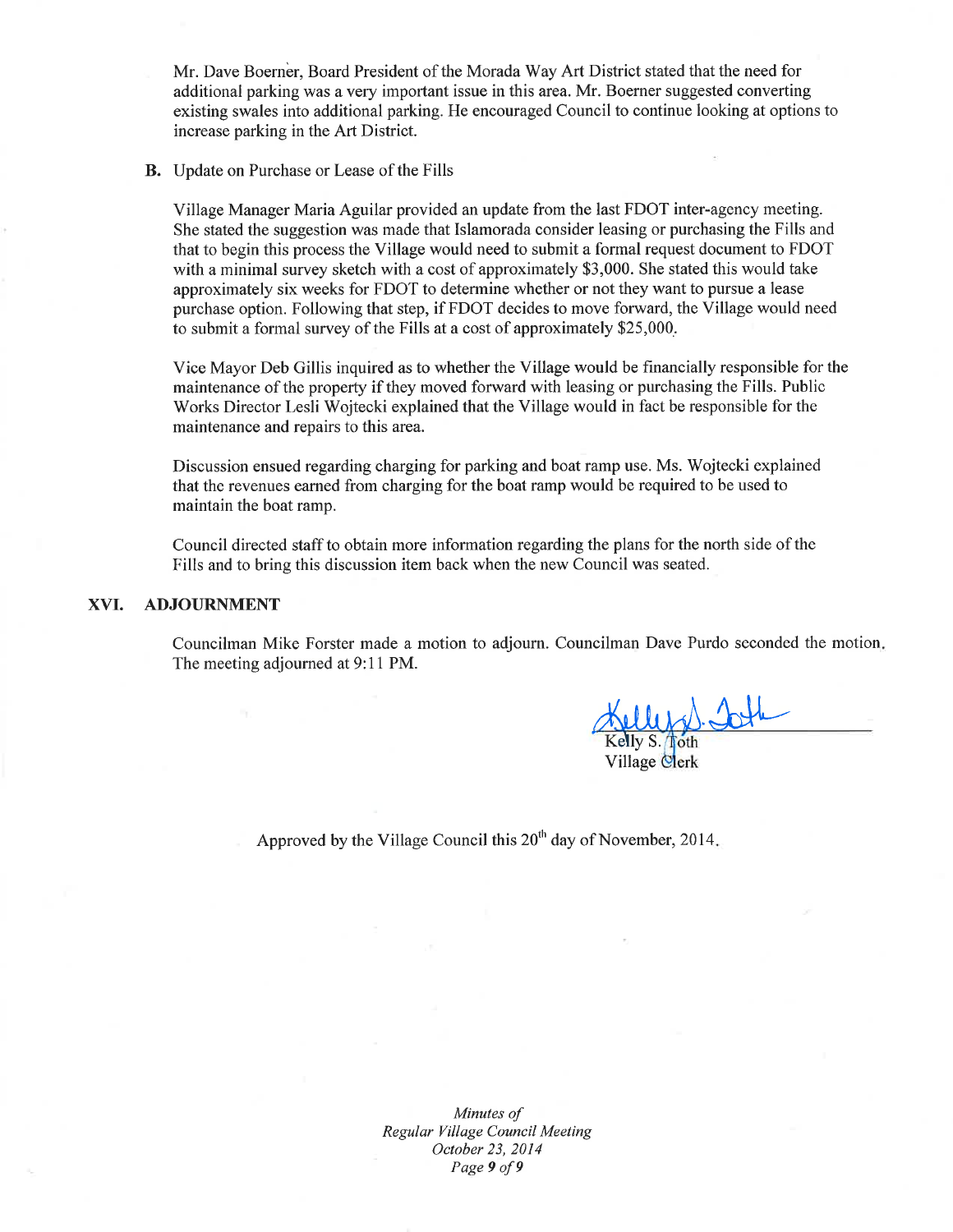Mr. Dave Boerner, Board President of the Morada Way Art District stated that the need for additional parking was a very important issue in this area. Mr. Boerner suggested converting existing swales into additional parking. He encouraged Council to continue looking at options to increase parking in the Art District.

**B.** Update on Purchase or Lease of the Fills

Village Manager Maria Aguilar provided an update from the last FDOT inter-agency meeting. She stated the suggestion was made that Islamorada consider leasing or purchasing the Fills and that to begin this process the Village would need to submit a formal request document to FDOT with a minimal survey sketch with a cost of approximately $3,000. She stated this would take approximately six weeks for FDOT to determine whether or not they want to pursue a lease purchase option. Following that step, if FDOT decides to move forward, the Village would need to submit a formal survey of the Fills at a cost of approximately $25,000.

Vice Mayor Deb Gillis inquired as to whether the Village would be financially responsible for the maintenance of the property if they moved forward with leasing or purchasing the Fills. Public Works Director Lesli Wojtecki explained that the Village would in fact be responsible for the maintenance and repairs to this area.

Discussion ensued regarding charging for parking and boat ramp use. Ms. Wojtecki explained that the revenues earned from charging for the boat ramp would be required to be used to maintain the boat ramp.

Council directed staff to obtain more information regarding the plans for the north side of the Fills and to bring this discussion item back when the new Council was seated.

## XVI. ADJOURNMENT

Councilman Mike Forster made a motion to adjourn. Councilman Dave Purdo seconded the motion. The meeting adjourned at 9:11 PM.

Kelly S. Toth
Village Clerk

Approved by the Village Council this 20th day of November, 2014.

*Minutes of*
*Regular Village Council Meeting*
*October 23, 2014*